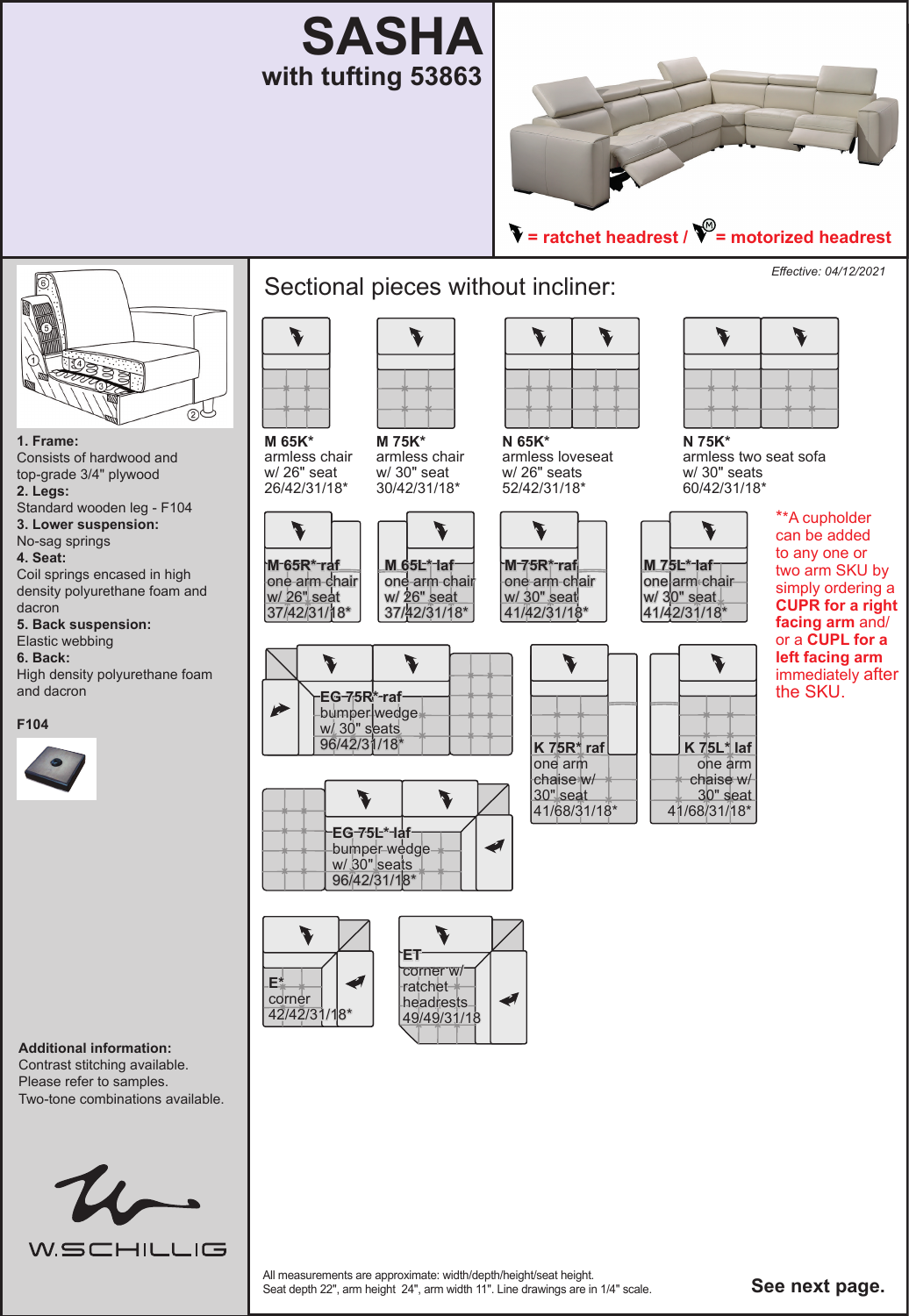# SASHA

## with tufting 53863

= ratchet headrest / = motorized headrest

*Effective: 04/12/2021*

## Sectional pieces without incliner:

**M 65K***
armless chair
w/ 26" seat
26/42/31/18*

**M 75K***
armless chair
w/ 30" seat
30/42/31/18*

**N 65K***
armless loveseat
w/ 26" seats
52/42/31/18*

**N 75K***
armless two seat sofa
w/ 30" seats
60/42/31/18*

**M 65R* raf**
one arm chair
w/ 26" seat
37/42/31/18*

**M 65L* laf**
one arm chair
w/ 26" seat
37/42/31/18*

**M 75R* raf**
one arm chair
w/ 30" seat
41/42/31/18*

**M 75L* laf**
one arm chair
w/ 30" seat
41/42/31/18*

**A cupholder can be added to any one or two arm SKU by simply ordering a **CUPR for a right facing arm** and/ or a **CUPL for a left facing arm** immediately after the SKU.

**EG 75R* raf**
bumper wedge
w/ 30" seats
96/42/31/18*

**K 75R* raf**
one arm
chaise w/
30" seat
41/68/31/18*

**K 75L* laf**
one arm
chaise w/
30" seat
41/68/31/18*

**EG 75L* laf**
bumper wedge
w/ 30" seats
96/42/31/18*

**E***
corner
42/42/31/18*

**ET**
corner w/
ratchet
headrests
49/49/31/18

All measurements are approximate: width/depth/height/seat height.
Seat depth 22", arm height 24", arm width 11". Line drawings are in 1/4" scale.

**See next page.**

**1. Frame:**
Consists of hardwood and top-grade 3/4" plywood

**2. Legs:**
Standard wooden leg - F104

**3. Lower suspension:**
No-sag springs

**4. Seat:**
Coil springs encased in high density polyurethane foam and dacron

**5. Back suspension:**
Elastic webbing

**6. Back:**
High density polyurethane foam and dacron

**F104**

**Additional information:**
Contrast stitching available.
Please refer to samples.
Two-tone combinations available.

W.SCHILLIG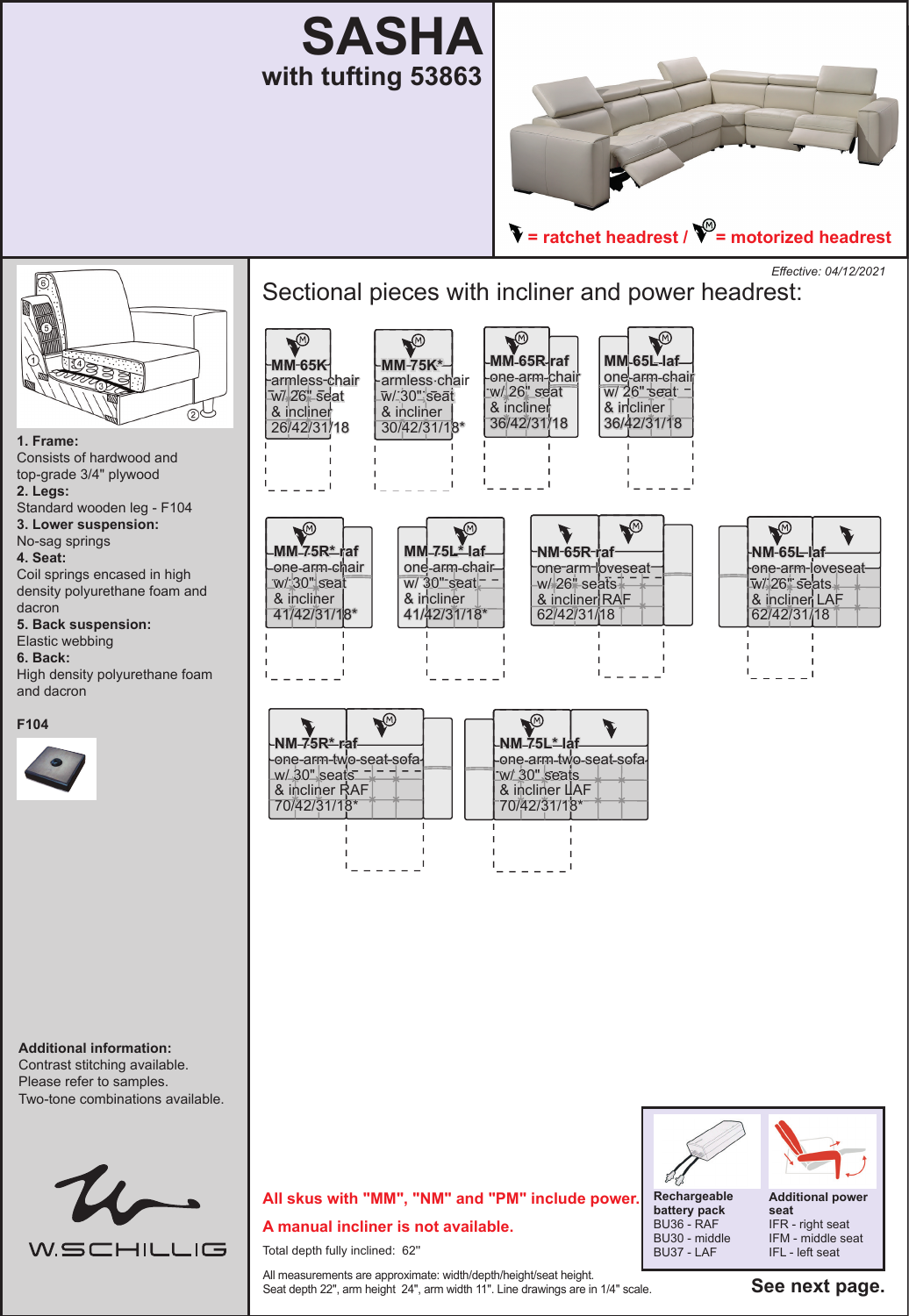# SASHA

## with tufting 53863

= ratchet headrest / (M) = motorized headrest

1. **Frame:**
Consists of hardwood and top-grade 3/4" plywood
2. **Legs:**
Standard wooden leg - F104
3. **Lower suspension:**
No-sag springs
4. **Seat:**
Coil springs encased in high density polyurethane foam and dacron
5. **Back suspension:**
Elastic webbing
6. **Back:**
High density polyurethane foam and dacron

**F104**

**Additional information:**
Contrast stitching available.
Please refer to samples.
Two-tone combinations available.

*Effective: 04/12/2021*

## Sectional pieces with incliner and power headrest:

**MM-65K**
armless chair w/ 26" seat & incliner
26/42/31/18

**MM-75K***
armless chair w/ 30" seat & incliner
30/42/31/18*

**MM-65R-raf**
one-arm-chair w/ 26" seat & incliner
36/42/31/18

**MM-65L-laf**
one-arm-chair w/ 26" seat & incliner
36/42/31/18

**MM-75R*-raf**
one-arm-chair w/ 30" seat & incliner
41/42/31/18*

**MM-75L*-laf**
one-arm-chair w/ 30" seat & incliner
41/42/31/18*

**NM-65R-raf**
one-arm-loveseat w/ 26" seats & incliner RAF
62/42/31/18

**NM-65L-laf**
one-arm-loveseat w/ 26" seats & incliner LAF
62/42/31/18

**NM-75R*-raf**
one-arm-two-seat-sofa w/ 30" seats & incliner RAF
70/42/31/18*

**NM-75L*-laf**
one-arm-two-seat-sofa w/ 30" seats & incliner LAF
70/42/31/18*

**All skus with "MM", "NM" and "PM" include power.**

**A manual incliner is not available.**

Total depth fully inclined: 62"

All measurements are approximate: width/depth/height/seat height.
Seat depth 22", arm height 24", arm width 11". Line drawings are in 1/4" scale.

**Rechargeable battery pack**
BU36 - RAF
BU30 - middle
BU37 - LAF

**Additional power seat**
IFR - right seat
IFM - middle seat
IFL - left seat

**See next page.**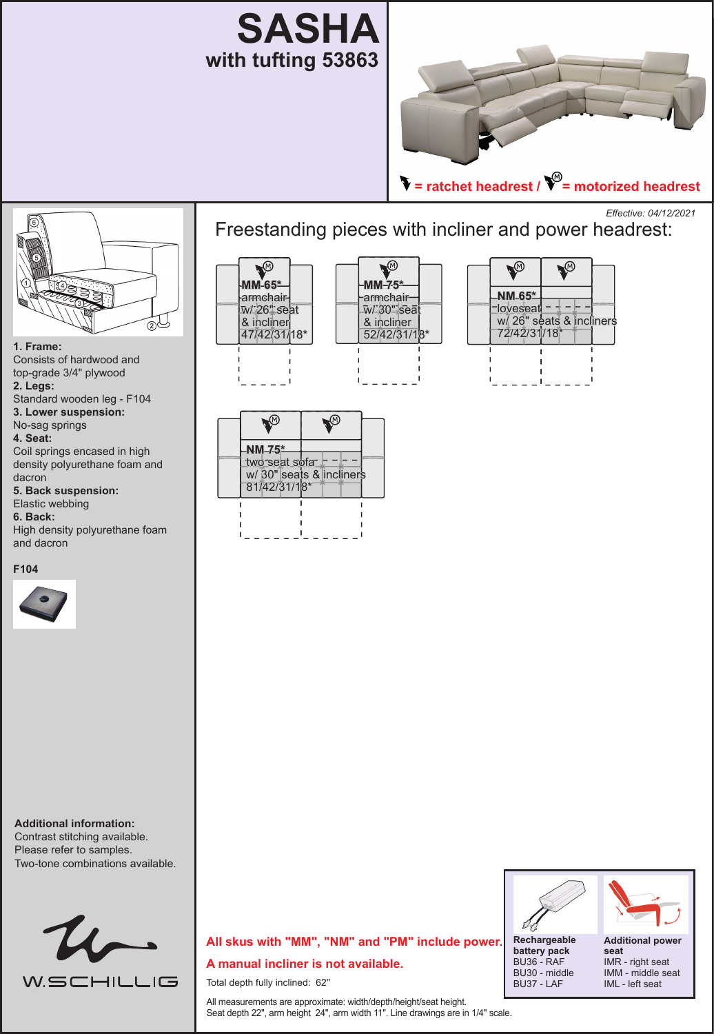# SASHA

## with tufting 53863

= ratchet headrest / = motorized headrest

*Effective: 04/12/2021*

## Freestanding pieces with incliner and power headrest:

**MM-65***
armchair
w/ 26" seat
& incliner
47/42/31/18*

**MM-75***
armchair
w/ 30" seat
& incliner
52/42/31/18*

**NM-65***
loveseat
w/ 26" seats & incliners
72/42/31/18*

**NM-75***
two-seat sofa
w/ 30" seats & incliners
81/42/31/18*

**1. Frame:**
Consists of hardwood and top-grade 3/4" plywood

**2. Legs:**
Standard wooden leg - F104

**3. Lower suspension:**
No-sag springs

**4. Seat:**
Coil springs encased in high density polyurethane foam and dacron

**5. Back suspension:**
Elastic webbing

**6. Back:**
High density polyurethane foam and dacron

**F104**

**Additional information:**
Contrast stitching available.
Please refer to samples.
Two-tone combinations available.

W.SCHILLIG

**All skus with "MM", "NM" and "PM" include power.**

**A manual incliner is not available.**

Total depth fully inclined: 62"

**Rechargeable battery pack**
BU36 - RAF
BU30 - middle
BU37 - LAF

**Additional power seat**
IMR - right seat
IMM - middle seat
IML - left seat

All measurements are approximate: width/depth/height/seat height.
Seat depth 22", arm height 24", arm width 11". Line drawings are in 1/4" scale.